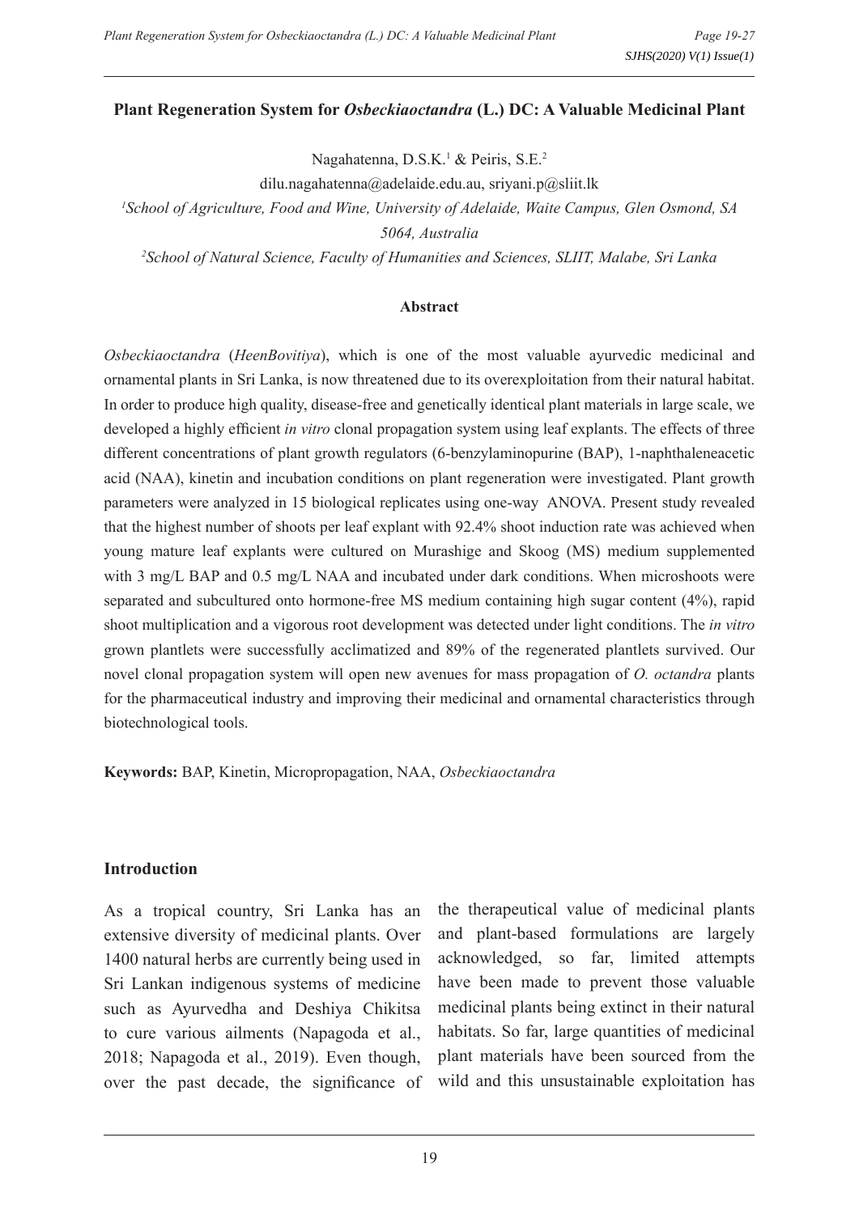# Plant Regeneration System for *Osbeckiaoctandra* (L.) DC: A Valuable Medicinal Plant

Nagahatenna, D.S.K.[1] & Peiris, S.E.[2]

dilu.nagahatenna@adelaide.edu.au, sriyani.p@sliit.lk

[1]*School of Agriculture, Food and Wine, University of Adelaide, Waite Campus, Glen Osmond, SA 5064, Australia*

[2]*School of Natural Science, Faculty of Humanities and Sciences, SLIIT, Malabe, Sri Lanka*

## Abstract

*Osbeckiaoctandra* (*HeenBovitiya*), which is one of the most valuable ayurvedic medicinal and ornamental plants in Sri Lanka, is now threatened due to its overexploitation from their natural habitat. In order to produce high quality, disease-free and genetically identical plant materials in large scale, we developed a highly efficient *in vitro* clonal propagation system using leaf explants. The effects of three different concentrations of plant growth regulators (6-benzylaminopurine (BAP), 1-naphthaleneacetic acid (NAA), kinetin and incubation conditions on plant regeneration were investigated. Plant growth parameters were analyzed in 15 biological replicates using one-way ANOVA. Present study revealed that the highest number of shoots per leaf explant with 92.4% shoot induction rate was achieved when young mature leaf explants were cultured on Murashige and Skoog (MS) medium supplemented with 3 mg/L BAP and 0.5 mg/L NAA and incubated under dark conditions. When microshoots were separated and subcultured onto hormone-free MS medium containing high sugar content (4%), rapid shoot multiplication and a vigorous root development was detected under light conditions. The *in vitro* grown plantlets were successfully acclimatized and 89% of the regenerated plantlets survived. Our novel clonal propagation system will open new avenues for mass propagation of *O. octandra* plants for the pharmaceutical industry and improving their medicinal and ornamental characteristics through biotechnological tools.

**Keywords:** BAP, Kinetin, Micropropagation, NAA, *Osbeckiaoctandra*

## Introduction

As a tropical country, Sri Lanka has an extensive diversity of medicinal plants. Over 1400 natural herbs are currently being used in Sri Lankan indigenous systems of medicine such as Ayurvedha and Deshiya Chikitsa to cure various ailments (Napagoda et al., 2018; Napagoda et al., 2019). Even though, over the past decade, the significance of the therapeutical value of medicinal plants and plant-based formulations are largely acknowledged, so far, limited attempts have been made to prevent those valuable medicinal plants being extinct in their natural habitats. So far, large quantities of medicinal plant materials have been sourced from the wild and this unsustainable exploitation has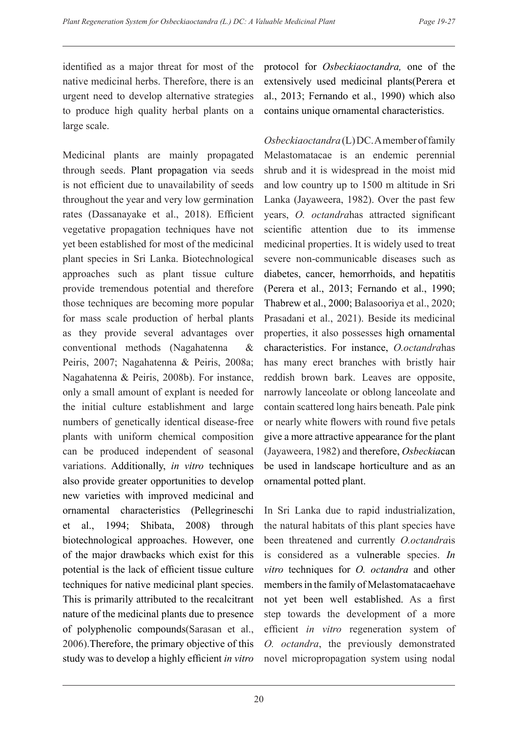identified as a major threat for most of the native medicinal herbs. Therefore, there is an urgent need to develop alternative strategies to produce high quality herbal plants on a large scale.

Medicinal plants are mainly propagated through seeds. Plant propagation via seeds is not efficient due to unavailability of seeds throughout the year and very low germination rates (Dassanayake et al., 2018). Efficient vegetative propagation techniques have not yet been established for most of the medicinal plant species in Sri Lanka. Biotechnological approaches such as plant tissue culture provide tremendous potential and therefore those techniques are becoming more popular for mass scale production of herbal plants as they provide several advantages over conventional methods (Nagahatenna & Peiris, 2007; Nagahatenna & Peiris, 2008a; Nagahatenna & Peiris, 2008b). For instance, only a small amount of explant is needed for the initial culture establishment and large numbers of genetically identical disease-free plants with uniform chemical composition can be produced independent of seasonal variations. Additionally, *in vitro* techniques also provide greater opportunities to develop new varieties with improved medicinal and ornamental characteristics (Pellegrineschi et al., 1994; Shibata, 2008) through biotechnological approaches. However, one of the major drawbacks which exist for this potential is the lack of efficient tissue culture techniques for native medicinal plant species. This is primarily attributed to the recalcitrant nature of the medicinal plants due to presence of polyphenolic compounds(Sarasan et al., 2006).Therefore, the primary objective of this study was to develop a highly efficient *in vitro* protocol for *Osbeckiaoctandra,* one of the extensively used medicinal plants(Perera et al., 2013; Fernando et al., 1990) which also contains unique ornamental characteristics.

*Osbeckiaoctandra* (L) DC. A member of family Melastomatacae is an endemic perennial shrub and it is widespread in the moist mid and low country up to 1500 m altitude in Sri Lanka (Jayaweera, 1982). Over the past few years, *O. octandra*has attracted significant scientific attention due to its immense medicinal properties. It is widely used to treat severe non-communicable diseases such as diabetes, cancer, hemorrhoids, and hepatitis (Perera et al., 2013; Fernando et al., 1990; Thabrew et al., 2000; Balasooriya et al., 2020; Prasadani et al., 2021). Beside its medicinal properties, it also possesses high ornamental characteristics. For instance, *O.octandra*has has many erect branches with bristly hair reddish brown bark. Leaves are opposite, narrowly lanceolate or oblong lanceolate and contain scattered long hairs beneath. Pale pink or nearly white flowers with round five petals give a more attractive appearance for the plant (Jayaweera, 1982) and therefore, *Osbeckia*can be used in landscape horticulture and as an ornamental potted plant.

In Sri Lanka due to rapid industrialization, the natural habitats of this plant species have been threatened and currently *O.octandra*is is considered as a vulnerable species. *In vitro* techniques for *O. octandra* and other members in the family of Melastomatacaehave not yet been well established. As a first step towards the development of a more efficient *in vitro* regeneration system of *O. octandra*, the previously demonstrated novel micropropagation system using nodal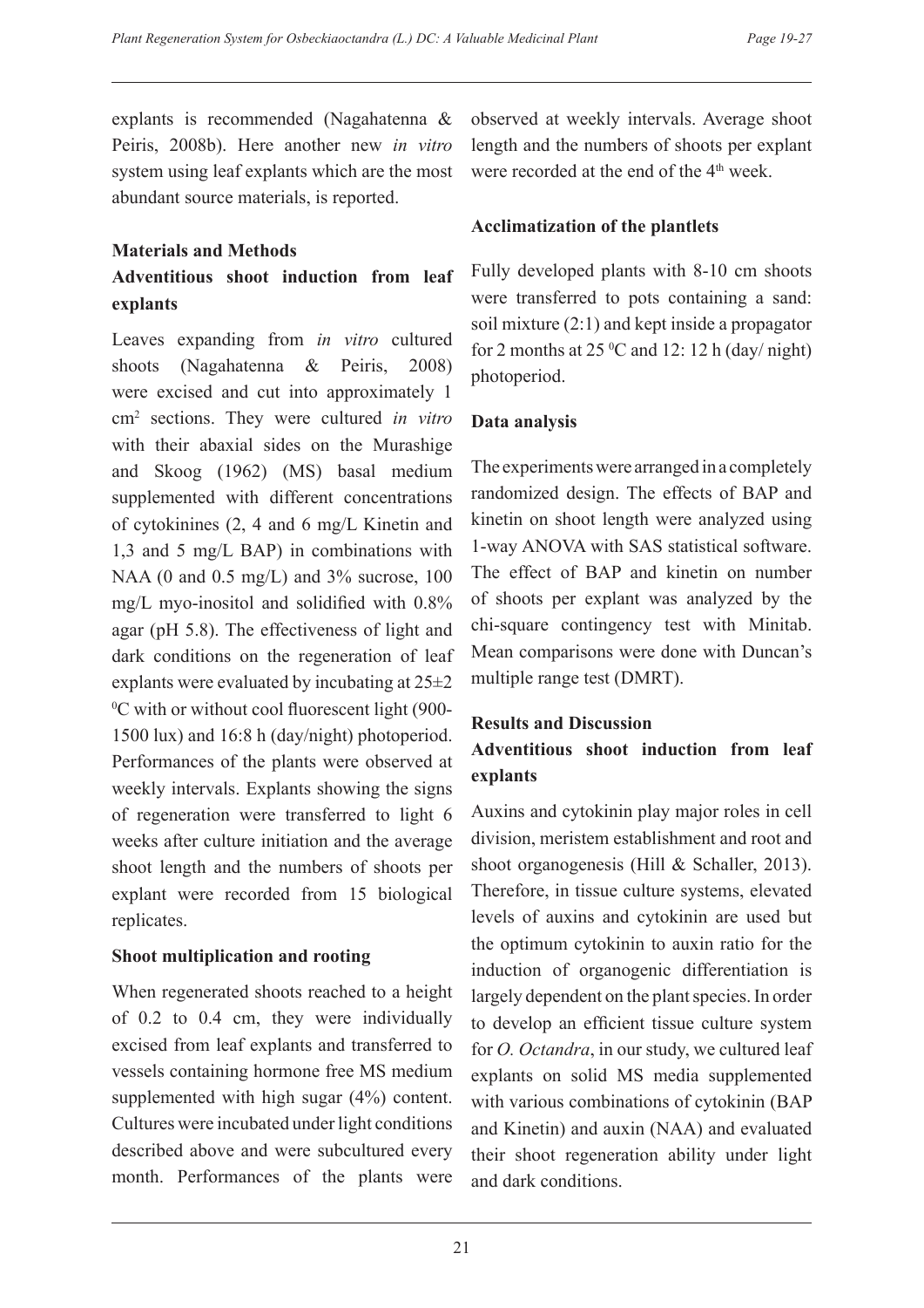explants is recommended (Nagahatenna & Peiris, 2008b). Here another new *in vitro* system using leaf explants which are the most abundant source materials, is reported.

## Materials and Methods

### Adventitious shoot induction from leaf explants

Leaves expanding from *in vitro* cultured shoots (Nagahatenna & Peiris, 2008) were excised and cut into approximately 1 $cm^2$ sections. They were cultured *in vitro* with their abaxial sides on the Murashige and Skoog (1962) (MS) basal medium supplemented with different concentrations of cytokinines (2, 4 and 6 mg/L Kinetin and 1,3 and 5 mg/L BAP) in combinations with NAA (0 and 0.5 mg/L) and 3% sucrose, 100 mg/L myo-inositol and solidified with 0.8% agar (pH 5.8). The effectiveness of light and dark conditions on the regeneration of leaf explants were evaluated by incubating at 25±2 $^0$C with or without cool fluorescent light (900-1500 lux) and 16:8 h (day/night) photoperiod. Performances of the plants were observed at weekly intervals. Explants showing the signs of regeneration were transferred to light 6 weeks after culture initiation and the average shoot length and the numbers of shoots per explant were recorded from 15 biological replicates.

### Shoot multiplication and rooting

When regenerated shoots reached to a height of 0.2 to 0.4 cm, they were individually excised from leaf explants and transferred to vessels containing hormone free MS medium supplemented with high sugar (4%) content. Cultures were incubated under light conditions described above and were subcultured every month. Performances of the plants were observed at weekly intervals. Average shoot length and the numbers of shoots per explant were recorded at the end of the 4$^{th}$ week.

### Acclimatization of the plantlets

Fully developed plants with 8-10 cm shoots were transferred to pots containing a sand: soil mixture (2:1) and kept inside a propagator for 2 months at 25 $^0$C and 12: 12 h (day/ night) photoperiod.

### Data analysis

The experiments were arranged in a completely randomized design. The effects of BAP and kinetin on shoot length were analyzed using 1-way ANOVA with SAS statistical software. The effect of BAP and kinetin on number of shoots per explant was analyzed by the chi-square contingency test with Minitab. Mean comparisons were done with Duncan's multiple range test (DMRT).

## Results and Discussion

### Adventitious shoot induction from leaf explants

Auxins and cytokinin play major roles in cell division, meristem establishment and root and shoot organogenesis (Hill & Schaller, 2013). Therefore, in tissue culture systems, elevated levels of auxins and cytokinin are used but the optimum cytokinin to auxin ratio for the induction of organogenic differentiation is largely dependent on the plant species. In order to develop an efficient tissue culture system for *O. Octandra*, in our study, we cultured leaf explants on solid MS media supplemented with various combinations of cytokinin (BAP and Kinetin) and auxin (NAA) and evaluated their shoot regeneration ability under light and dark conditions.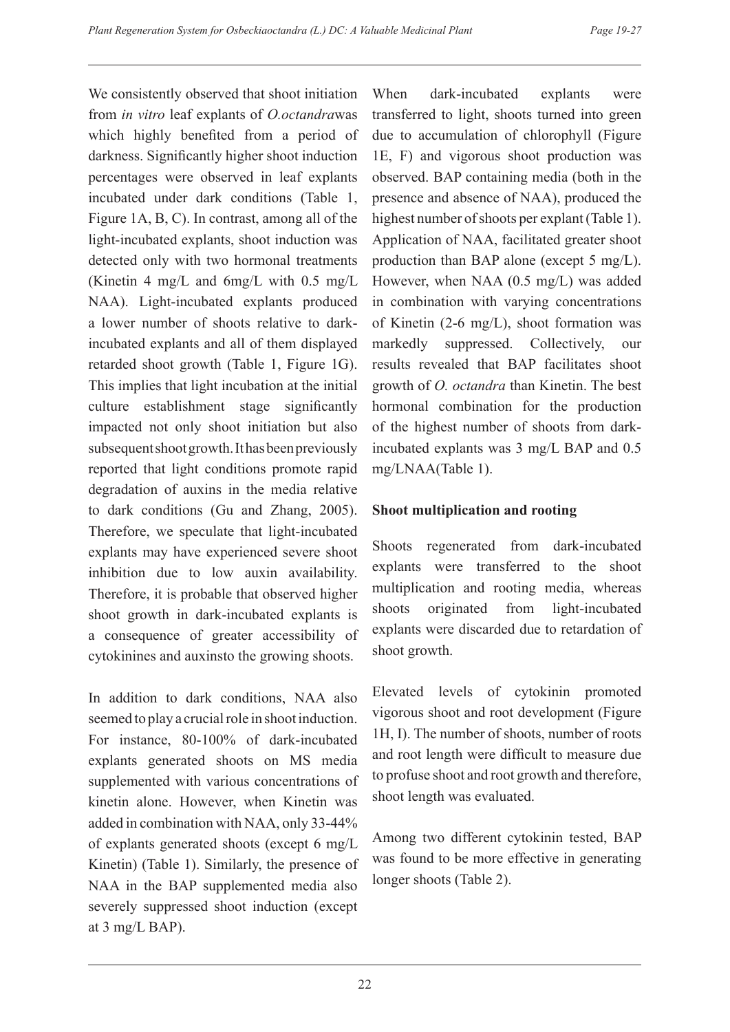We consistently observed that shoot initiation from *in vitro* leaf explants of *O.octandra*was which highly benefited from a period of darkness. Significantly higher shoot induction percentages were observed in leaf explants incubated under dark conditions (Table 1, Figure 1A, B, C). In contrast, among all of the light-incubated explants, shoot induction was detected only with two hormonal treatments (Kinetin 4 mg/L and 6mg/L with 0.5 mg/L NAA). Light-incubated explants produced a lower number of shoots relative to dark-incubated explants and all of them displayed retarded shoot growth (Table 1, Figure 1G). This implies that light incubation at the initial culture establishment stage significantly impacted not only shoot initiation but also subsequent shoot growth. It has been previously reported that light conditions promote rapid degradation of auxins in the media relative to dark conditions (Gu and Zhang, 2005). Therefore, we speculate that light-incubated explants may have experienced severe shoot inhibition due to low auxin availability. Therefore, it is probable that observed higher shoot growth in dark-incubated explants is a consequence of greater accessibility of cytokinines and auxinsto the growing shoots.

In addition to dark conditions, NAA also seemed to play a crucial role in shoot induction. For instance, 80-100% of dark-incubated explants generated shoots on MS media supplemented with various concentrations of kinetin alone. However, when Kinetin was added in combination with NAA, only 33-44% of explants generated shoots (except 6 mg/L Kinetin) (Table 1). Similarly, the presence of NAA in the BAP supplemented media also severely suppressed shoot induction (except at 3 mg/L BAP).

When dark-incubated explants were transferred to light, shoots turned into green due to accumulation of chlorophyll (Figure 1E, F) and vigorous shoot production was observed. BAP containing media (both in the presence and absence of NAA), produced the highest number of shoots per explant (Table 1). Application of NAA, facilitated greater shoot production than BAP alone (except 5 mg/L). However, when NAA (0.5 mg/L) was added in combination with varying concentrations of Kinetin (2-6 mg/L), shoot formation was markedly suppressed. Collectively, our results revealed that BAP facilitates shoot growth of *O. octandra* than Kinetin. The best hormonal combination for the production of the highest number of shoots from dark-incubated explants was 3 mg/L BAP and 0.5 mg/LNAA(Table 1).

**Shoot multiplication and rooting**

Shoots regenerated from dark-incubated explants were transferred to the shoot multiplication and rooting media, whereas shoots originated from light-incubated explants were discarded due to retardation of shoot growth.

Elevated levels of cytokinin promoted vigorous shoot and root development (Figure 1H, I). The number of shoots, number of roots and root length were difficult to measure due to profuse shoot and root growth and therefore, shoot length was evaluated.

Among two different cytokinin tested, BAP was found to be more effective in generating longer shoots (Table 2).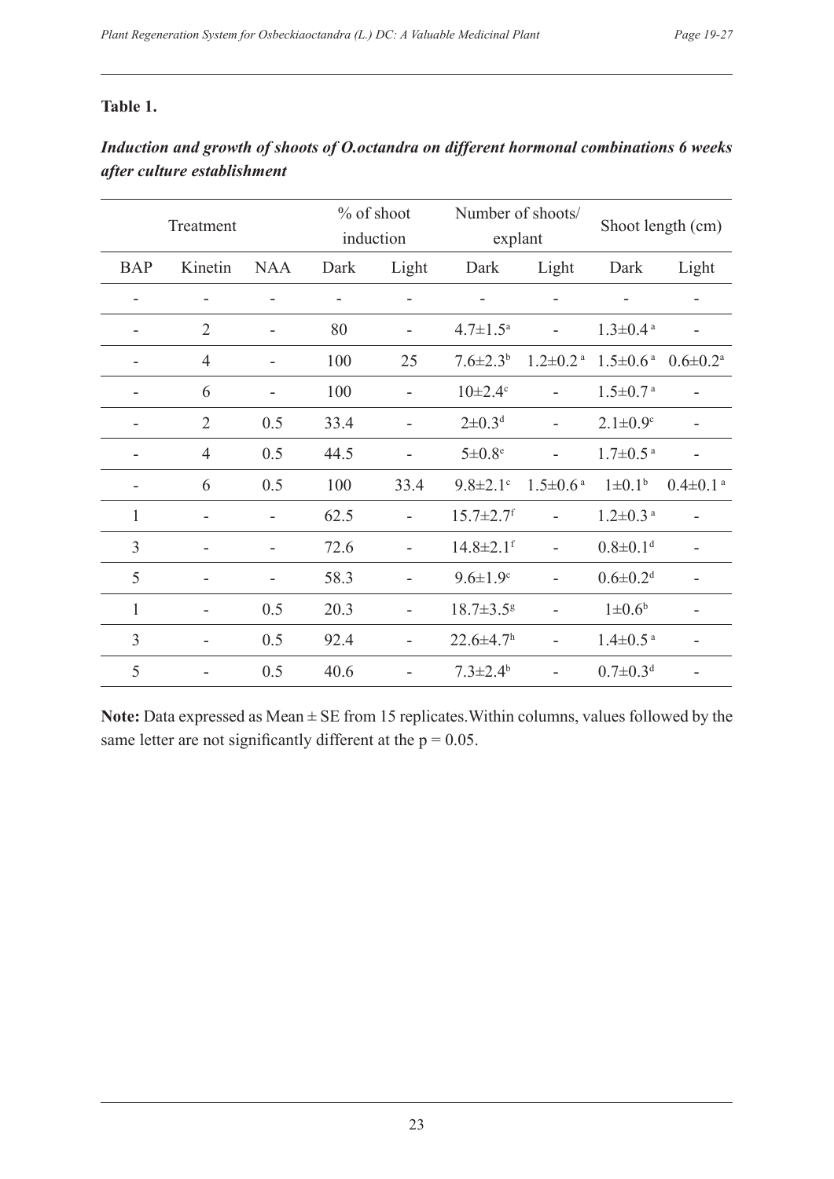**Table 1.**

***Induction and growth of shoots of O.octandra on different hormonal combinations 6 weeks after culture establishment***

| Treatment | | | % of shoot induction | | Number of shoots/ explant | | Shoot length (cm) | |
|---|---|---|---|---|---|---|---|---|
| BAP | Kinetin | NAA | Dark | Light | Dark | Light | Dark | Light |
| - | - | - | - | - | - | - | - | - |
| - | 2 | - | 80 | - | 4.7±1.5[a] | - | 1.3±0.4[a] | - |
| - | 4 | - | 100 | 25 | 7.6±2.3[b] | 1.2±0.2[a] | 1.5±0.6[a] | 0.6±0.2[a] |
| - | 6 | - | 100 | - | 10±2.4[c] | - | 1.5±0.7[a] | - |
| - | 2 | 0.5 | 33.4 | - | 2±0.3[d] | - | 2.1±0.9[c] | - |
| - | 4 | 0.5 | 44.5 | - | 5±0.8[e] | - | 1.7±0.5[a] | - |
| - | 6 | 0.5 | 100 | 33.4 | 9.8±2.1[c] | 1.5±0.6[a] | 1±0.1[b] | 0.4±0.1[a] |
| 1 | - | - | 62.5 | - | 15.7±2.7[f] | - | 1.2±0.3[a] | - |
| 3 | - | - | 72.6 | - | 14.8±2.1[f] | - | 0.8±0.1[d] | - |
| 5 | - | - | 58.3 | - | 9.6±1.9[c] | - | 0.6±0.2[d] | - |
| 1 | - | 0.5 | 20.3 | - | 18.7±3.5[g] | - | 1±0.6[b] | - |
| 3 | - | 0.5 | 92.4 | - | 22.6±4.7[h] | - | 1.4±0.5[a] | - |
| 5 | - | 0.5 | 40.6 | - | 7.3±2.4[b] | - | 0.7±0.3[d] | - |

**Note:** Data expressed as Mean ± SE from 15 replicates.Within columns, values followed by the same letter are not significantly different at the $p = 0.05$.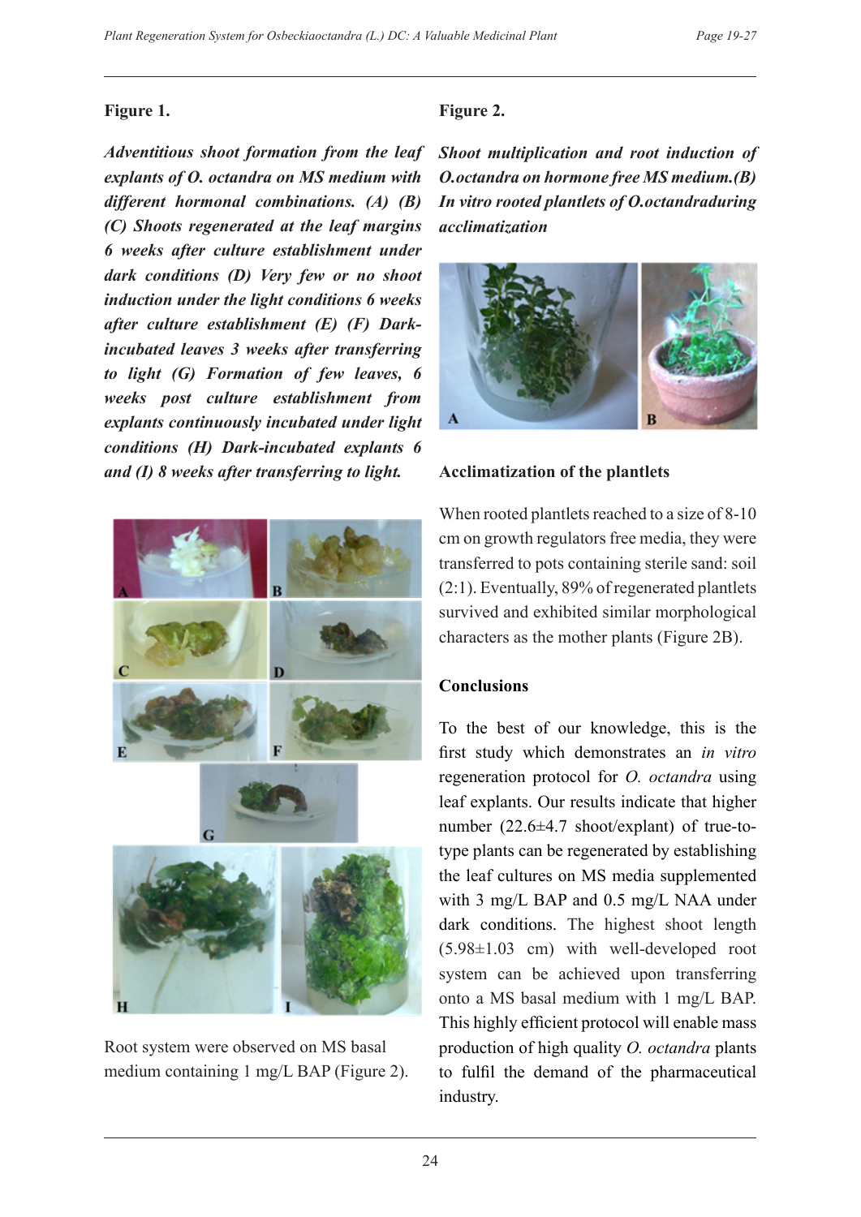**Figure 1.**

***Adventitious shoot formation from the leaf explants of O. octandra on MS medium with different hormonal combinations. (A) (B) (C) Shoots regenerated at the leaf margins 6 weeks after culture establishment under dark conditions (D) Very few or no shoot induction under the light conditions 6 weeks after culture establishment (E) (F) Dark-incubated leaves 3 weeks after transferring to light (G) Formation of few leaves, 6 weeks post culture establishment from explants continuously incubated under light conditions (H) Dark-incubated explants 6 and (I) 8 weeks after transferring to light.***

Root system were observed on MS basal medium containing 1 mg/L BAP (Figure 2).

**Figure 2.**

***Shoot multiplication and root induction of O.octandra on hormone free MS medium.(B) In vitro rooted plantlets of O.octandraduring acclimatization***

**Acclimatization of the plantlets**

When rooted plantlets reached to a size of 8-10 cm on growth regulators free media, they were transferred to pots containing sterile sand: soil (2:1). Eventually, 89% of regenerated plantlets survived and exhibited similar morphological characters as the mother plants (Figure 2B).

**Conclusions**

To the best of our knowledge, this is the first study which demonstrates an *in vitro* regeneration protocol for *O. octandra* using leaf explants. Our results indicate that higher number (22.6±4.7 shoot/explant) of true-to-type plants can be regenerated by establishing the leaf cultures on MS media supplemented with 3 mg/L BAP and 0.5 mg/L NAA under dark conditions. The highest shoot length (5.98±1.03 cm) with well-developed root system can be achieved upon transferring onto a MS basal medium with 1 mg/L BAP. This highly efficient protocol will enable mass production of high quality *O. octandra* plants to fulfil the demand of the pharmaceutical industry.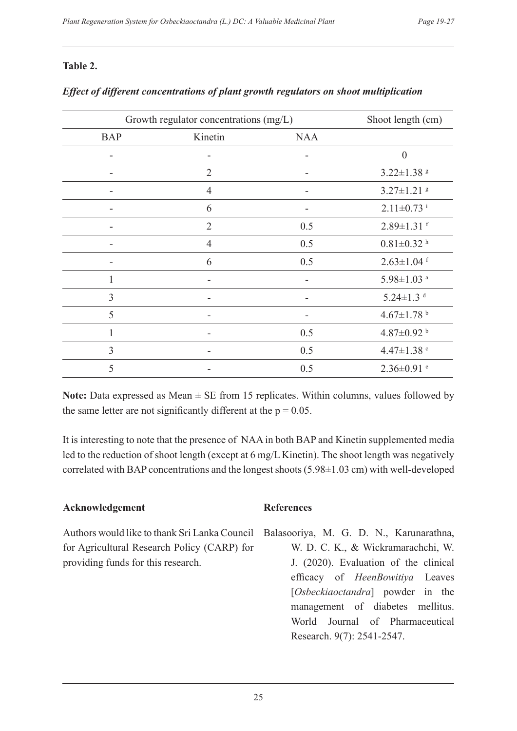**Table 2.**

***Effect of different concentrations of plant growth regulators on shoot multiplication***

| Growth regulator concentrations (mg/L) | | | Shoot length (cm) |
|---|---|---|---|
| BAP | Kinetin | NAA | |
| - | - | - | 0 |
| - | 2 | - | $3.22 \pm 1.38^{g}$ |
| - | 4 | - | $3.27 \pm 1.21^{g}$ |
| - | 6 | - | $2.11 \pm 0.73^{i}$ |
| - | 2 | 0.5 | $2.89 \pm 1.31^{f}$ |
| - | 4 | 0.5 | $0.81 \pm 0.32^{h}$ |
| - | 6 | 0.5 | $2.63 \pm 1.04^{f}$ |
| 1 | - | - | $5.98 \pm 1.03^{a}$ |
| 3 | - | - | $5.24 \pm 1.3^{d}$ |
| 5 | - | - | $4.67 \pm 1.78^{b}$ |
| 1 | - | 0.5 | $4.87 \pm 0.92^{b}$ |
| 3 | - | 0.5 | $4.47 \pm 1.38^{c}$ |
| 5 | - | 0.5 | $2.36 \pm 0.91^{e}$ |

**Note:** Data expressed as Mean ± SE from 15 replicates. Within columns, values followed by the same letter are not significantly different at the $p = 0.05$.

It is interesting to note that the presence of NAA in both BAP and Kinetin supplemented media led to the reduction of shoot length (except at 6 mg/L Kinetin). The shoot length was negatively correlated with BAP concentrations and the longest shoots (5.98±1.03 cm) with well-developed

## Acknowledgement

Authors would like to thank Sri Lanka Council for Agricultural Research Policy (CARP) for providing funds for this research.

## References

Balasooriya, M. G. D. N., Karunarathna, W. D. C. K., & Wickramarachchi, W. J. (2020). Evaluation of the clinical efficacy of *HeenBowitiya* Leaves [*Osbeckiaoctandra*] powder in the management of diabetes mellitus. World Journal of Pharmaceutical Research. 9(7): 2541-2547.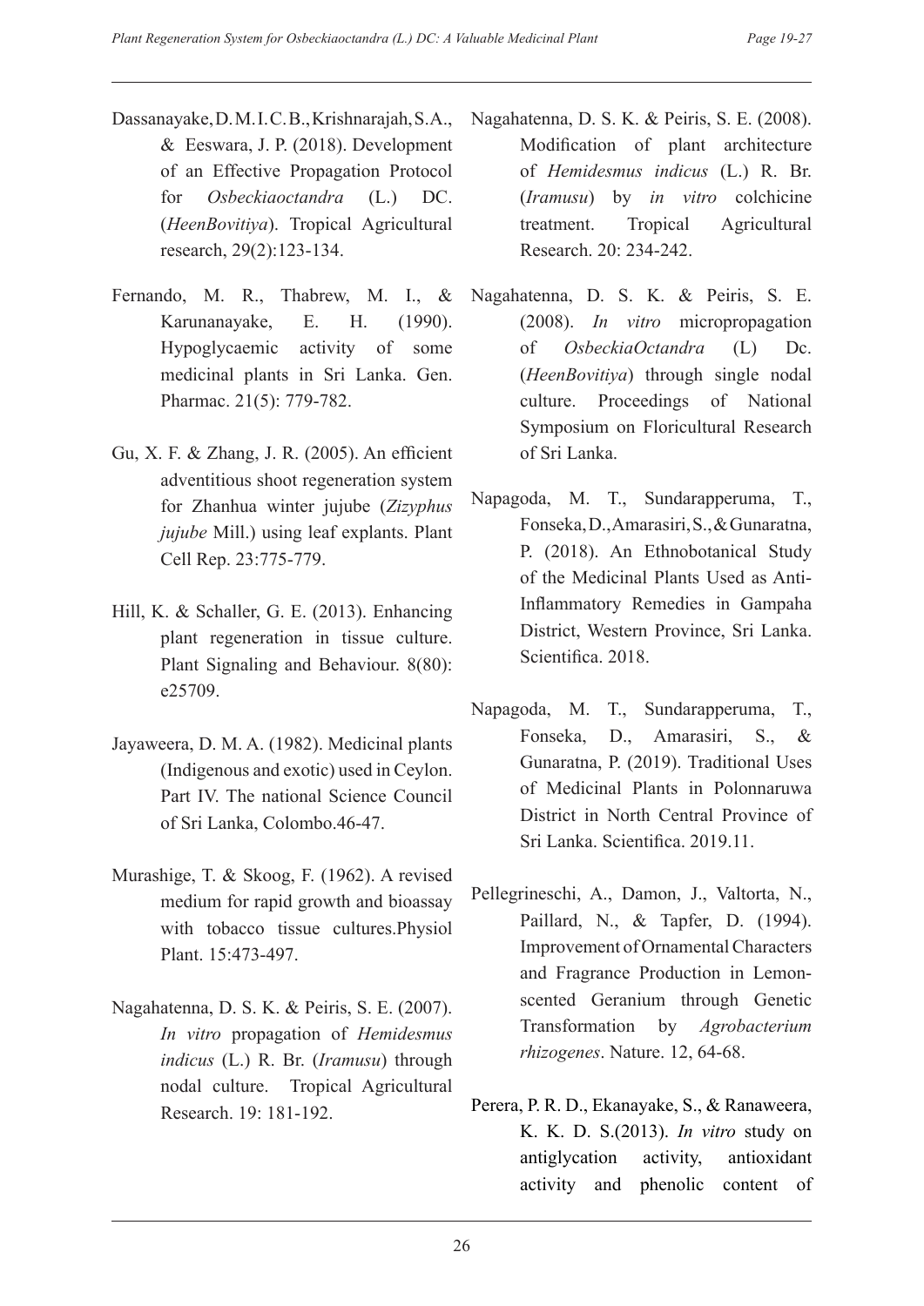Dassanayake, D. M. I. C. B., Krishnarajah, S.A., & Eeswara, J. P. (2018). Development of an Effective Propagation Protocol for *Osbeckiaoctandra* (L.) DC. (*HeenBovitiya*). Tropical Agricultural research, 29(2):123-134.

Fernando, M. R., Thabrew, M. I., & Karunanayake, E. H. (1990). Hypoglycaemic activity of some medicinal plants in Sri Lanka. Gen. Pharmac. 21(5): 779-782.

Gu, X. F. & Zhang, J. R. (2005). An efficient adventitious shoot regeneration system for Zhanhua winter jujube (*Zizyphus jujube* Mill.) using leaf explants. Plant Cell Rep. 23:775-779.

Hill, K. & Schaller, G. E. (2013). Enhancing plant regeneration in tissue culture. Plant Signaling and Behaviour. 8(80): e25709.

Jayaweera, D. M. A. (1982). Medicinal plants (Indigenous and exotic) used in Ceylon. Part IV. The national Science Council of Sri Lanka, Colombo.46-47.

Murashige, T. & Skoog, F. (1962). A revised medium for rapid growth and bioassay with tobacco tissue cultures.Physiol Plant. 15:473-497.

Nagahatenna, D. S. K. & Peiris, S. E. (2007). *In vitro* propagation of *Hemidesmus indicus* (L.) R. Br. (*Iramusu*) through nodal culture. Tropical Agricultural Research. 19: 181-192.

Nagahatenna, D. S. K. & Peiris, S. E. (2008). Modification of plant architecture of *Hemidesmus indicus* (L.) R. Br. (*Iramusu*) by *in vitro* colchicine treatment. Tropical Agricultural Research. 20: 234-242.

Nagahatenna, D. S. K. & Peiris, S. E. (2008). *In vitro* micropropagation of *OsbeckiaOctandra* (L) Dc. (*HeenBovitiya*) through single nodal culture. Proceedings of National Symposium on Floricultural Research of Sri Lanka.

Napagoda, M. T., Sundarapperuma, T., Fonseka, D., Amarasiri, S., & Gunaratna, P. (2018). An Ethnobotanical Study of the Medicinal Plants Used as Anti-Inflammatory Remedies in Gampaha District, Western Province, Sri Lanka. Scientifica. 2018.

Napagoda, M. T., Sundarapperuma, T., Fonseka, D., Amarasiri, S., & Gunaratna, P. (2019). Traditional Uses of Medicinal Plants in Polonnaruwa District in North Central Province of Sri Lanka. Scientifica. 2019.11.

Pellegrineschi, A., Damon, J., Valtorta, N., Paillard, N., & Tapfer, D. (1994). Improvement of Ornamental Characters and Fragrance Production in Lemon-scented Geranium through Genetic Transformation by *Agrobacterium rhizogenes*. Nature. 12, 64-68.

Perera, P. R. D., Ekanayake, S., & Ranaweera, K. K. D. S.(2013). *In vitro* study on antiglycation activity, antioxidant activity and phenolic content of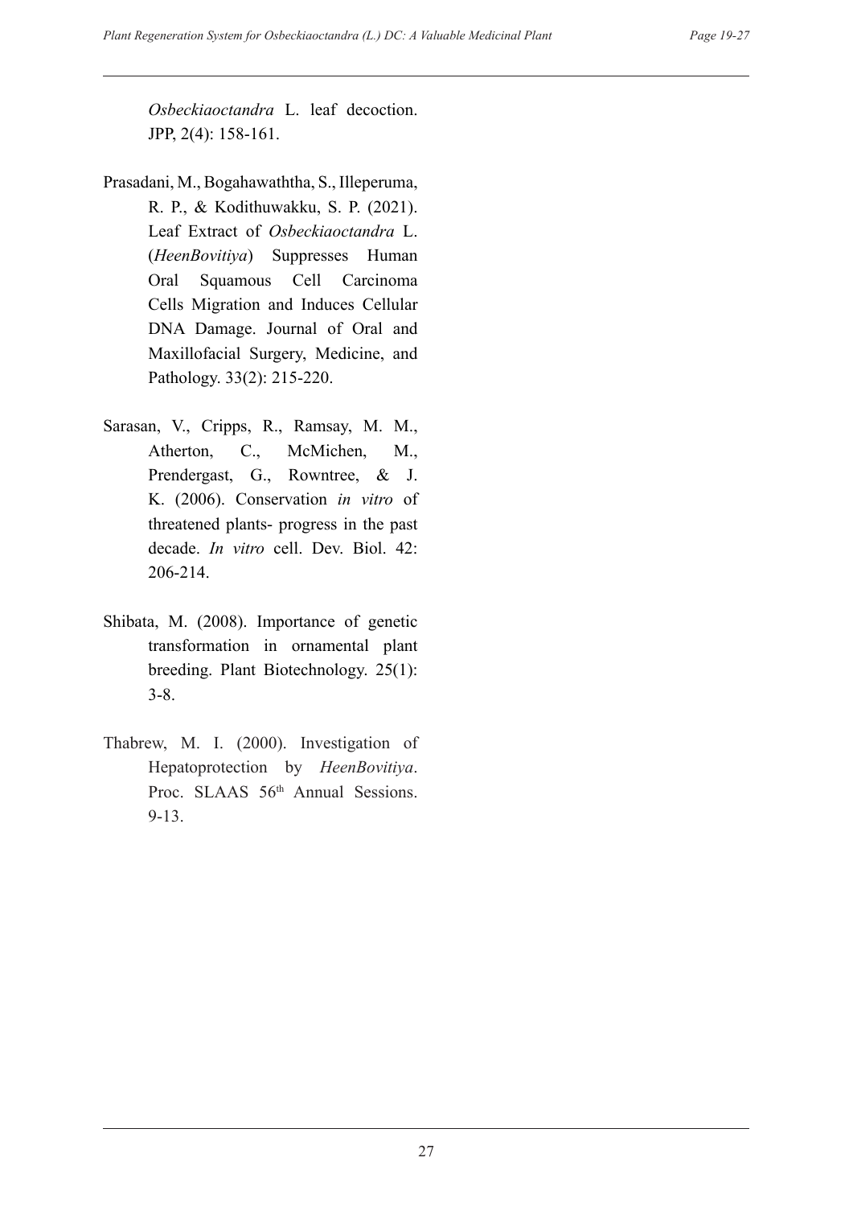*Osbeckiaoctandra* L. leaf decoction. JPP, 2(4): 158-161.

Prasadani, M., Bogahawaththa, S., Illeperuma, R. P., & Kodithuwakku, S. P. (2021). Leaf Extract of *Osbeckiaoctandra* L. (*HeenBovitiya*) Suppresses Human Oral Squamous Cell Carcinoma Cells Migration and Induces Cellular DNA Damage. Journal of Oral and Maxillofacial Surgery, Medicine, and Pathology. 33(2): 215-220.

Sarasan, V., Cripps, R., Ramsay, M. M., Atherton, C., McMichen, M., Prendergast, G., Rowntree, & J. K. (2006). Conservation *in vitro* of threatened plants- progress in the past decade. *In vitro* cell. Dev. Biol. 42: 206-214.

Shibata, M. (2008). Importance of genetic transformation in ornamental plant breeding. Plant Biotechnology. 25(1): 3-8.

Thabrew, M. I. (2000). Investigation of Hepatoprotection by *HeenBovitiya*. Proc. SLAAS 56th Annual Sessions. 9-13.